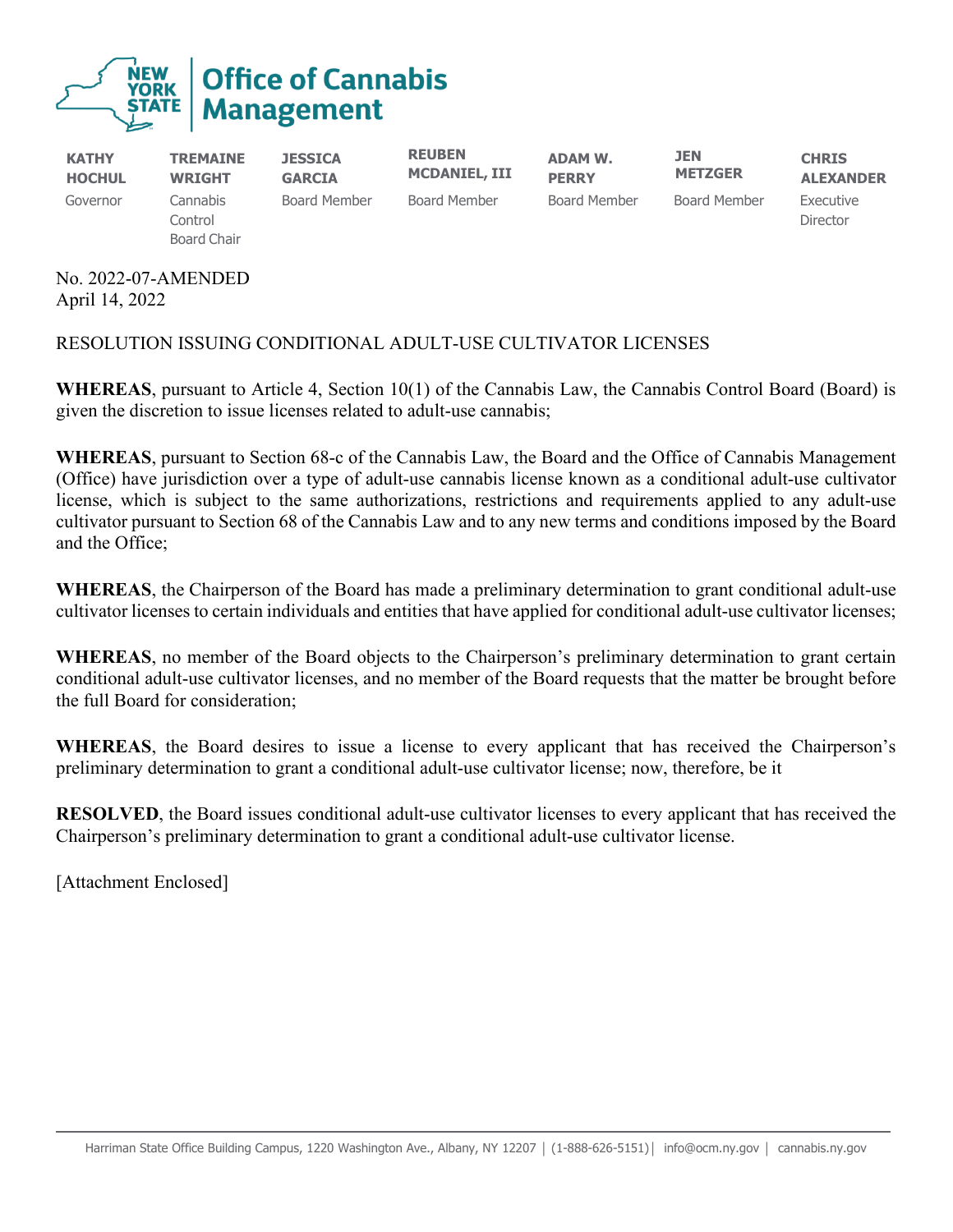# Office of Cannabis Management

| KATHY HOCHUL | TREMAINE WRIGHT | JESSICA GARCIA | REUBEN MCDANIEL, III | ADAM W. PERRY | JEN METZGER | CHRIS ALEXANDER |
|---|---|---|---|---|---|---|
| Governor | Cannabis Control Board Chair | Board Member | Board Member | Board Member | Board Member | Executive Director |

No. 2022-07-AMENDED
April 14, 2022

RESOLUTION ISSUING CONDITIONAL ADULT-USE CULTIVATOR LICENSES

**WHEREAS**, pursuant to Article 4, Section 10(1) of the Cannabis Law, the Cannabis Control Board (Board) is given the discretion to issue licenses related to adult-use cannabis;

**WHEREAS**, pursuant to Section 68-c of the Cannabis Law, the Board and the Office of Cannabis Management (Office) have jurisdiction over a type of adult-use cannabis license known as a conditional adult-use cultivator license, which is subject to the same authorizations, restrictions and requirements applied to any adult-use cultivator pursuant to Section 68 of the Cannabis Law and to any new terms and conditions imposed by the Board and the Office;

**WHEREAS**, the Chairperson of the Board has made a preliminary determination to grant conditional adult-use cultivator licenses to certain individuals and entities that have applied for conditional adult-use cultivator licenses;

**WHEREAS**, no member of the Board objects to the Chairperson's preliminary determination to grant certain conditional adult-use cultivator licenses, and no member of the Board requests that the matter be brought before the full Board for consideration;

**WHEREAS**, the Board desires to issue a license to every applicant that has received the Chairperson's preliminary determination to grant a conditional adult-use cultivator license; now, therefore, be it

**RESOLVED**, the Board issues conditional adult-use cultivator licenses to every applicant that has received the Chairperson's preliminary determination to grant a conditional adult-use cultivator license.

[Attachment Enclosed]

Harriman State Office Building Campus, 1220 Washington Ave., Albany, NY 12207 | (1-888-626-5151) | info@ocm.ny.gov | cannabis.ny.gov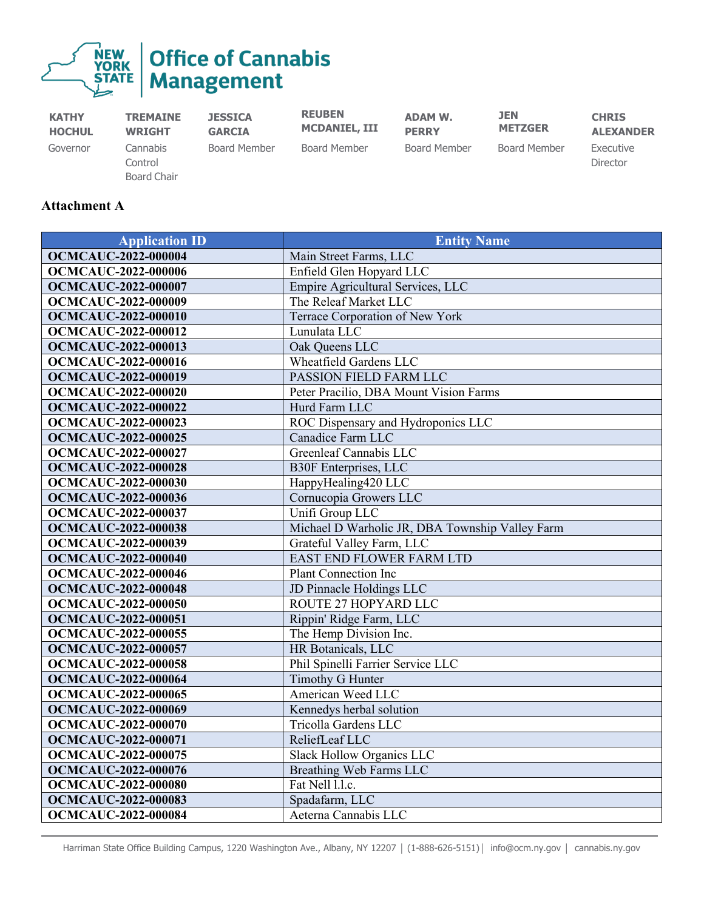Office of Cannabis Management

| KATHY HOCHUL | TREMAINE WRIGHT | JESSICA GARCIA | REUBEN MCDANIEL, III | ADAM W. PERRY | JEN METZGER | CHRIS ALEXANDER |
|---|---|---|---|---|---|---|
| Governor | Cannabis Control Board Chair | Board Member | Board Member | Board Member | Board Member | Executive Director |

## Attachment A

| Application ID | Entity Name |
|---|---|
| **OCMCAUC-2022-000004** | Main Street Farms, LLC |
| **OCMCAUC-2022-000006** | Enfield Glen Hopyard LLC |
| **OCMCAUC-2022-000007** | Empire Agricultural Services, LLC |
| **OCMCAUC-2022-000009** | The Releaf Market LLC |
| **OCMCAUC-2022-000010** | Terrace Corporation of New York |
| **OCMCAUC-2022-000012** | Lunulata LLC |
| **OCMCAUC-2022-000013** | Oak Queens LLC |
| **OCMCAUC-2022-000016** | Wheatfield Gardens LLC |
| **OCMCAUC-2022-000019** | PASSION FIELD FARM LLC |
| **OCMCAUC-2022-000020** | Peter Pracilio, DBA Mount Vision Farms |
| **OCMCAUC-2022-000022** | Hurd Farm LLC |
| **OCMCAUC-2022-000023** | ROC Dispensary and Hydroponics LLC |
| **OCMCAUC-2022-000025** | Canadice Farm LLC |
| **OCMCAUC-2022-000027** | Greenleaf Cannabis LLC |
| **OCMCAUC-2022-000028** | B30F Enterprises, LLC |
| **OCMCAUC-2022-000030** | HappyHealing420 LLC |
| **OCMCAUC-2022-000036** | Cornucopia Growers LLC |
| **OCMCAUC-2022-000037** | Unifi Group LLC |
| **OCMCAUC-2022-000038** | Michael D Warholic JR, DBA Township Valley Farm |
| **OCMCAUC-2022-000039** | Grateful Valley Farm, LLC |
| **OCMCAUC-2022-000040** | EAST END FLOWER FARM LTD |
| **OCMCAUC-2022-000046** | Plant Connection Inc |
| **OCMCAUC-2022-000048** | JD Pinnacle Holdings LLC |
| **OCMCAUC-2022-000050** | ROUTE 27 HOPYARD LLC |
| **OCMCAUC-2022-000051** | Rippin' Ridge Farm, LLC |
| **OCMCAUC-2022-000055** | The Hemp Division Inc. |
| **OCMCAUC-2022-000057** | HR Botanicals, LLC |
| **OCMCAUC-2022-000058** | Phil Spinelli Farrier Service LLC |
| **OCMCAUC-2022-000064** | Timothy G Hunter |
| **OCMCAUC-2022-000065** | American Weed LLC |
| **OCMCAUC-2022-000069** | Kennedys herbal solution |
| **OCMCAUC-2022-000070** | Tricolla Gardens LLC |
| **OCMCAUC-2022-000071** | ReliefLeaf LLC |
| **OCMCAUC-2022-000075** | Slack Hollow Organics LLC |
| **OCMCAUC-2022-000076** | Breathing Web Farms LLC |
| **OCMCAUC-2022-000080** | Fat Nell l.l.c. |
| **OCMCAUC-2022-000083** | Spadafarm, LLC |
| **OCMCAUC-2022-000084** | Aeterna Cannabis LLC |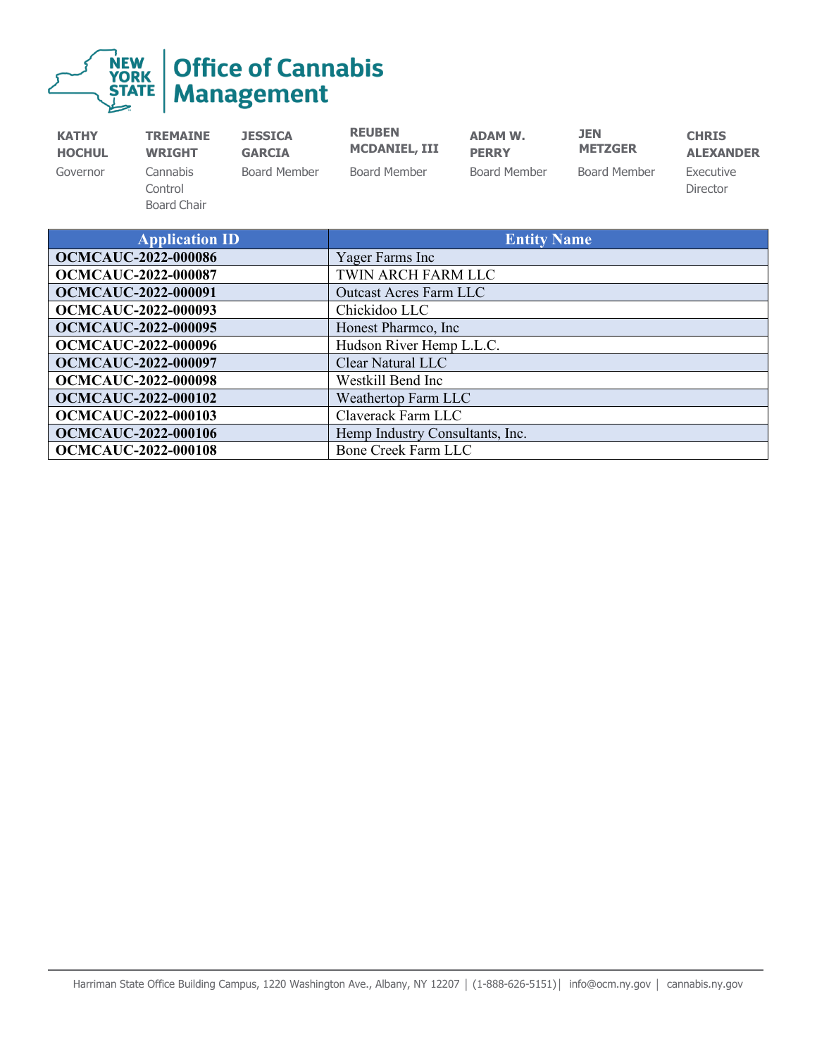**Office of Cannabis Management**

| **KATHY HOCHUL** | **TREMAINE WRIGHT** | **JESSICA GARCIA** | **REUBEN MCDANIEL, III** | **ADAM W. PERRY** | **JEN METZGER** | **CHRIS ALEXANDER** |
|---|---|---|---|---|---|---|
| Governor | Cannabis Control Board Chair | Board Member | Board Member | Board Member | Board Member | Executive Director |

| Application ID | Entity Name |
|---|---|
| **OCMCAUC-2022-000086** | Yager Farms Inc |
| **OCMCAUC-2022-000087** | TWIN ARCH FARM LLC |
| **OCMCAUC-2022-000091** | Outcast Acres Farm LLC |
| **OCMCAUC-2022-000093** | Chickidoo LLC |
| **OCMCAUC-2022-000095** | Honest Pharmco, Inc |
| **OCMCAUC-2022-000096** | Hudson River Hemp L.L.C. |
| **OCMCAUC-2022-000097** | Clear Natural LLC |
| **OCMCAUC-2022-000098** | Westkill Bend Inc |
| **OCMCAUC-2022-000102** | Weathertop Farm LLC |
| **OCMCAUC-2022-000103** | Claverack Farm LLC |
| **OCMCAUC-2022-000106** | Hemp Industry Consultants, Inc. |
| **OCMCAUC-2022-000108** | Bone Creek Farm LLC |

Harriman State Office Building Campus, 1220 Washington Ave., Albany, NY 12207 | (1-888-626-5151) | info@ocm.ny.gov | cannabis.ny.gov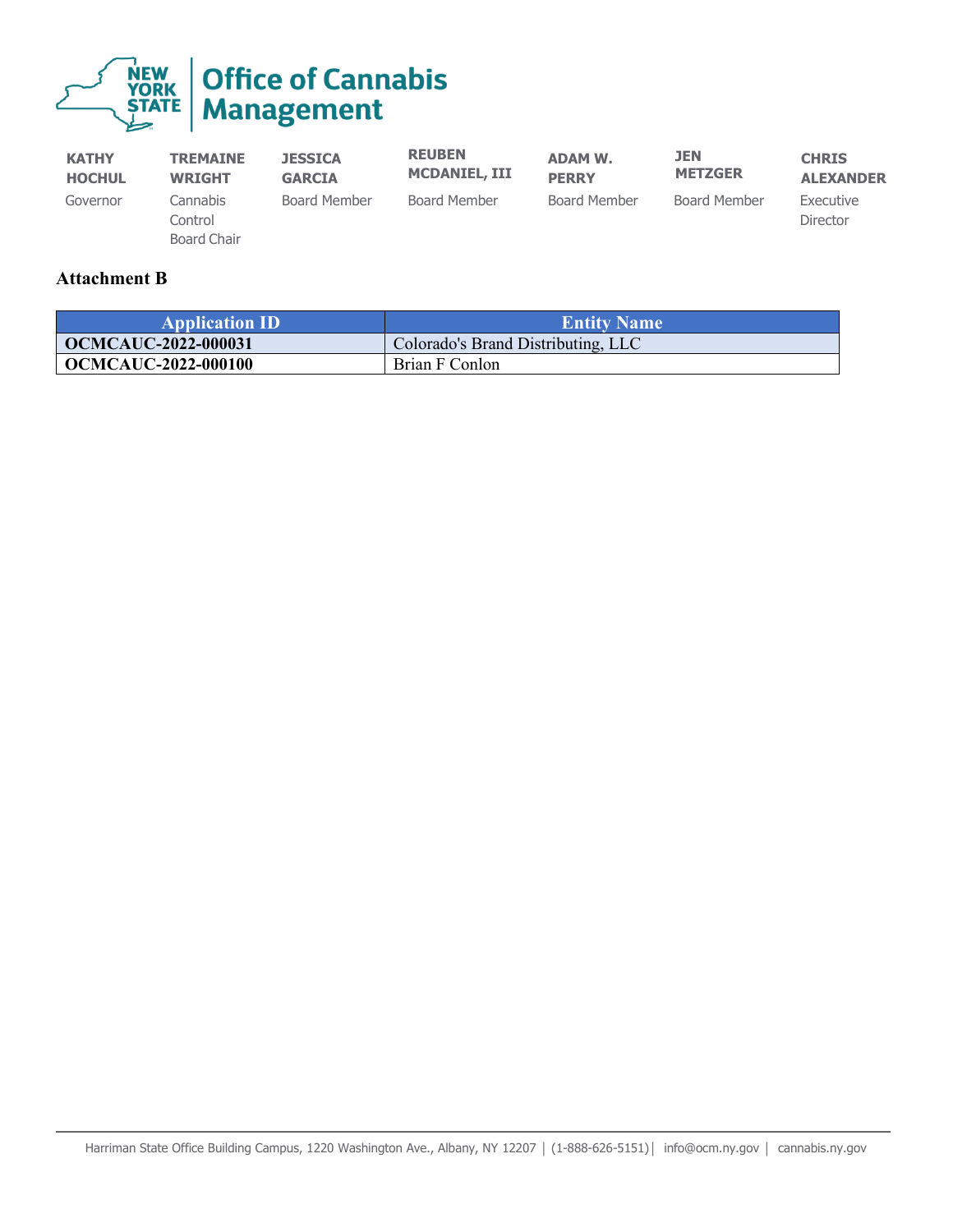**KATHY HOCHUL**
Governor

**TREMAINE WRIGHT**
Cannabis Control Board Chair

**JESSICA GARCIA**
Board Member

**REUBEN MCDANIEL, III**
Board Member

**ADAM W. PERRY**
Board Member

**JEN METZGER**
Board Member

**CHRIS ALEXANDER**
Executive Director

### Attachment B

| Application ID | Entity Name |
|---|---|
| **OCMCAUC-2022-000031** | Colorado's Brand Distributing, LLC |
| **OCMCAUC-2022-000100** | Brian F Conlon |